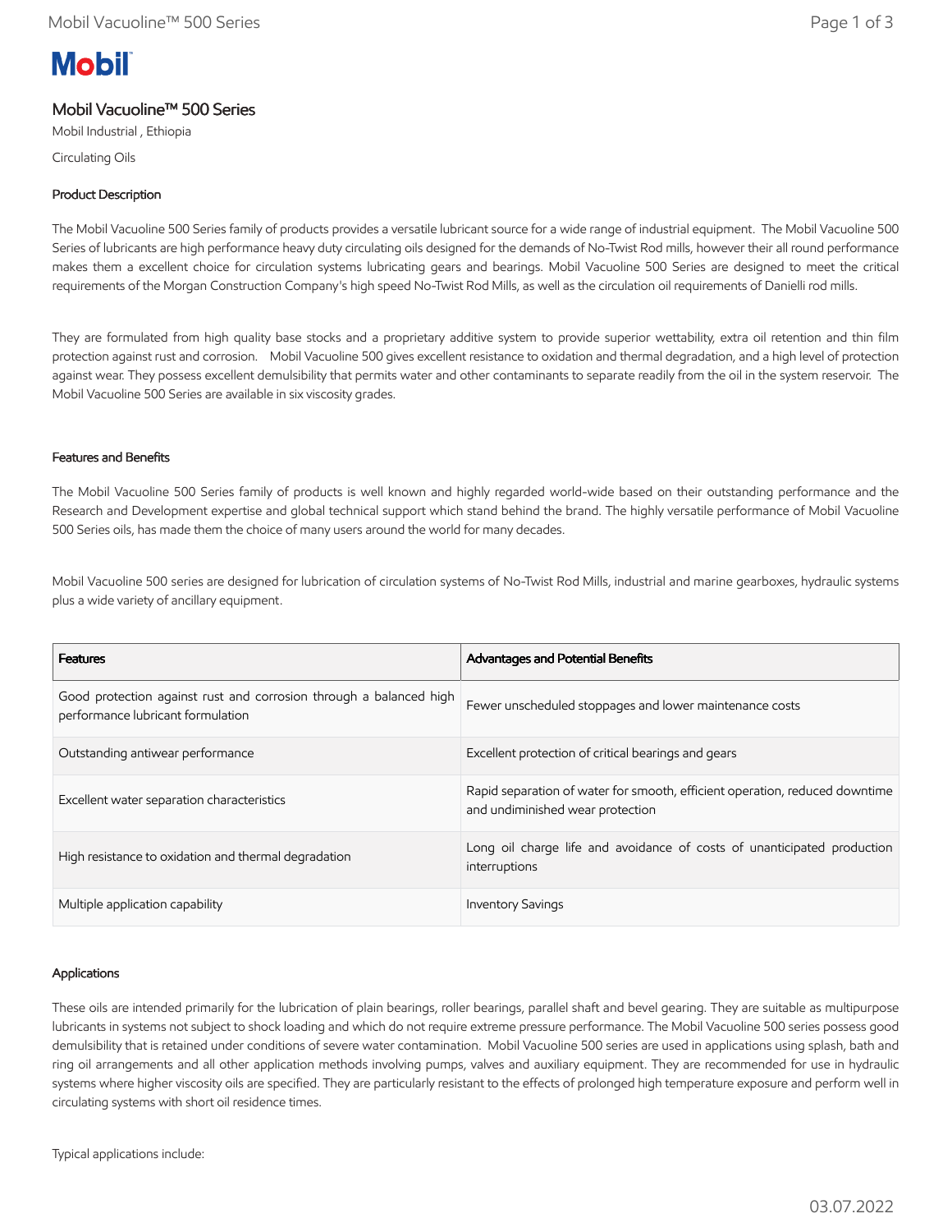# Mobil Vacuoline™ 500 Series

Mobil Industrial , Ethiopia

Circulating Oils

## Product Description

The Mobil Vacuoline 500 Series family of products provides a versatile lubricant source for a wide range of industrial equipment. The Mobil Vacuoline 500 Series of lubricants are high performance heavy duty circulating oils designed for the demands of No-Twist Rod mills, however their all round performance makes them a excellent choice for circulation systems lubricating gears and bearings. Mobil Vacuoline 500 Series are designed to meet the critical requirements of the Morgan Construction Company's high speed No-Twist Rod Mills, as well as the circulation oil requirements of Danielli rod mills.

They are formulated from high quality base stocks and a proprietary additive system to provide superior wettability, extra oil retention and thin film protection against rust and corrosion. Mobil Vacuoline 500 gives excellent resistance to oxidation and thermal degradation, and a high level of protection against wear. They possess excellent demulsibility that permits water and other contaminants to separate readily from the oil in the system reservoir. The Mobil Vacuoline 500 Series are available in six viscosity grades.

## Features and Benefits

The Mobil Vacuoline 500 Series family of products is well known and highly regarded world-wide based on their outstanding performance and the Research and Development expertise and global technical support which stand behind the brand. The highly versatile performance of Mobil Vacuoline 500 Series oils, has made them the choice of many users around the world for many decades.

Mobil Vacuoline 500 series are designed for lubrication of circulation systems of No-Twist Rod Mills, industrial and marine gearboxes, hydraulic systems plus a wide variety of ancillary equipment.

| Features | Advantages and Potential Benefits |
|---|---|
| Good protection against rust and corrosion through a balanced high performance lubricant formulation | Fewer unscheduled stoppages and lower maintenance costs |
| Outstanding antiwear performance | Excellent protection of critical bearings and gears |
| Excellent water separation characteristics | Rapid separation of water for smooth, efficient operation, reduced downtime and undiminished wear protection |
| High resistance to oxidation and thermal degradation | Long oil charge life and avoidance of costs of unanticipated production interruptions |
| Multiple application capability | Inventory Savings |

## Applications

These oils are intended primarily for the lubrication of plain bearings, roller bearings, parallel shaft and bevel gearing. They are suitable as multipurpose lubricants in systems not subject to shock loading and which do not require extreme pressure performance. The Mobil Vacuoline 500 series possess good demulsibility that is retained under conditions of severe water contamination. Mobil Vacuoline 500 series are used in applications using splash, bath and ring oil arrangements and all other application methods involving pumps, valves and auxiliary equipment. They are recommended for use in hydraulic systems where higher viscosity oils are specified. They are particularly resistant to the effects of prolonged high temperature exposure and perform well in circulating systems with short oil residence times.

Typical applications include: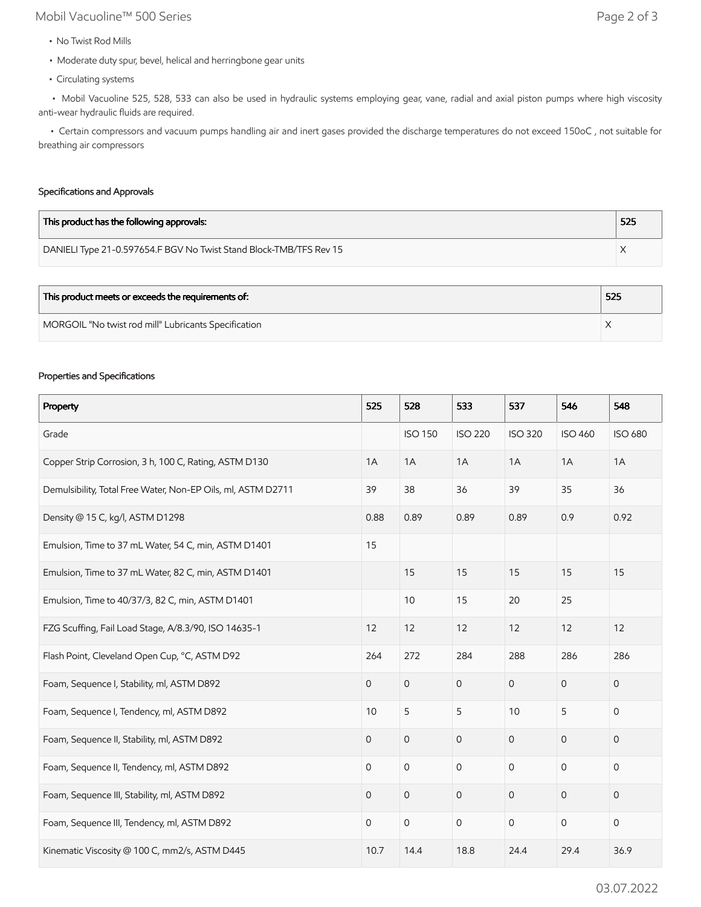- No Twist Rod Mills
- Moderate duty spur, bevel, helical and herringbone gear units
- Circulating systems
- Mobil Vacuoline 525, 528, 533 can also be used in hydraulic systems employing gear, vane, radial and axial piston pumps where high viscosity anti-wear hydraulic fluids are required.
- Certain compressors and vacuum pumps handling air and inert gases provided the discharge temperatures do not exceed 150oC , not suitable for breathing air compressors

### Specifications and Approvals

| This product has the following approvals: | 525 |
| --- | --- |
| DANIELI Type 21-0.597654.F BGV No Twist Stand Block-TMB/TFS Rev 15 | X |

| This product meets or exceeds the requirements of: | 525 |
| --- | --- |
| MORGOIL "No twist rod mill" Lubricants Specification | X |

### Properties and Specifications

| Property | 525 | 528 | 533 | 537 | 546 | 548 |
| --- | --- | --- | --- | --- | --- | --- |
| Grade | | ISO 150 | ISO 220 | ISO 320 | ISO 460 | ISO 680 |
| Copper Strip Corrosion, 3 h, 100 C, Rating, ASTM D130 | 1A | 1A | 1A | 1A | 1A | 1A |
| Demulsibility, Total Free Water, Non-EP Oils, ml, ASTM D2711 | 39 | 38 | 36 | 39 | 35 | 36 |
| Density @ 15 C, kg/l, ASTM D1298 | 0.88 | 0.89 | 0.89 | 0.89 | 0.9 | 0.92 |
| Emulsion, Time to 37 mL Water, 54 C, min, ASTM D1401 | 15 | | | | | |
| Emulsion, Time to 37 mL Water, 82 C, min, ASTM D1401 | | 15 | 15 | 15 | 15 | 15 |
| Emulsion, Time to 40/37/3, 82 C, min, ASTM D1401 | | 10 | 15 | 20 | 25 | |
| FZG Scuffing, Fail Load Stage, A/8.3/90, ISO 14635-1 | 12 | 12 | 12 | 12 | 12 | 12 |
| Flash Point, Cleveland Open Cup, °C, ASTM D92 | 264 | 272 | 284 | 288 | 286 | 286 |
| Foam, Sequence I, Stability, ml, ASTM D892 | 0 | 0 | 0 | 0 | 0 | 0 |
| Foam, Sequence I, Tendency, ml, ASTM D892 | 10 | 5 | 5 | 10 | 5 | 0 |
| Foam, Sequence II, Stability, ml, ASTM D892 | 0 | 0 | 0 | 0 | 0 | 0 |
| Foam, Sequence II, Tendency, ml, ASTM D892 | 0 | 0 | 0 | 0 | 0 | 0 |
| Foam, Sequence III, Stability, ml, ASTM D892 | 0 | 0 | 0 | 0 | 0 | 0 |
| Foam, Sequence III, Tendency, ml, ASTM D892 | 0 | 0 | 0 | 0 | 0 | 0 |
| Kinematic Viscosity @ 100 C, mm2/s, ASTM D445 | 10.7 | 14.4 | 18.8 | 24.4 | 29.4 | 36.9 |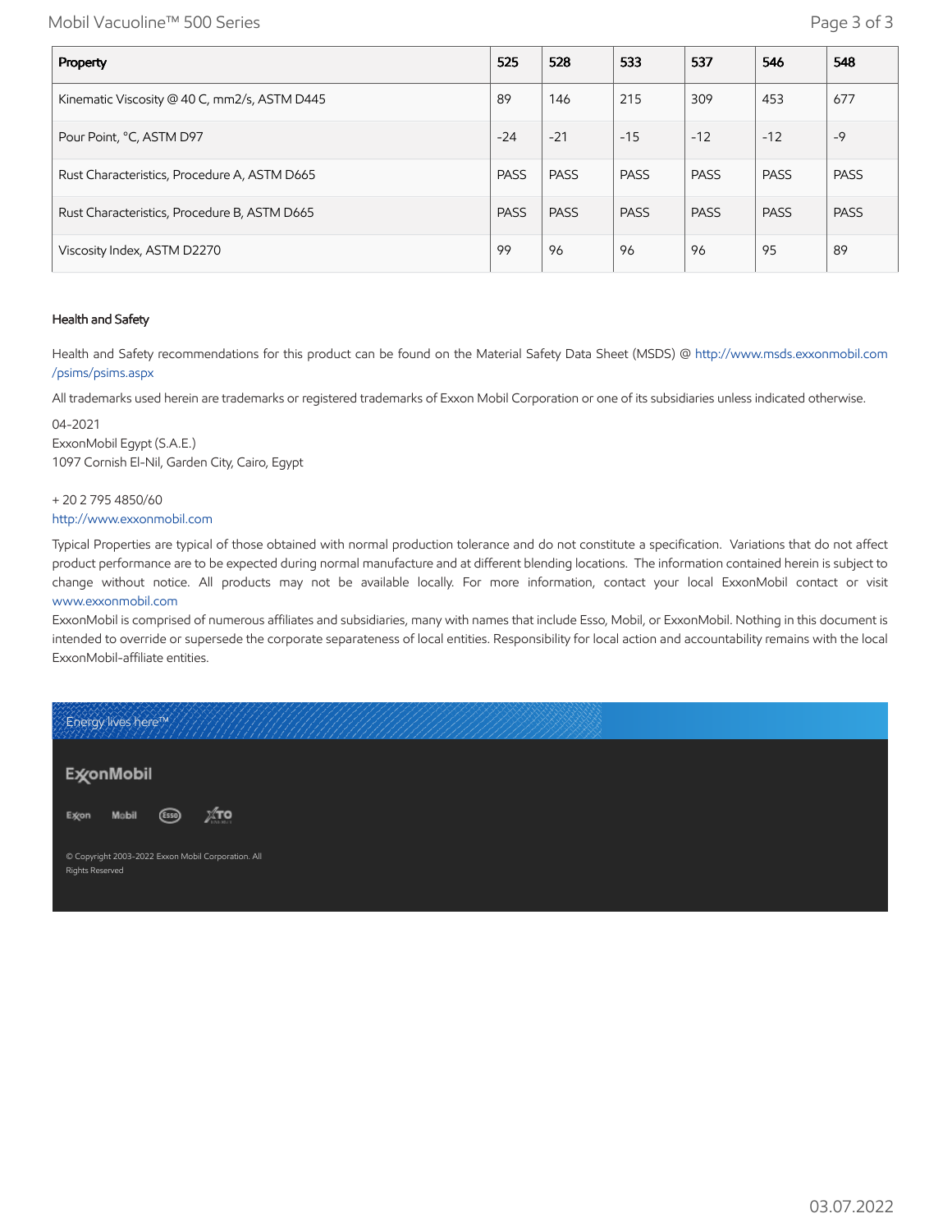| Property | 525 | 528 | 533 | 537 | 546 | 548 |
|---|---|---|---|---|---|---|
| Kinematic Viscosity @ 40 C, mm2/s, ASTM D445 | 89 | 146 | 215 | 309 | 453 | 677 |
| Pour Point, °C, ASTM D97 | -24 | -21 | -15 | -12 | -12 | -9 |
| Rust Characteristics, Procedure A, ASTM D665 | PASS | PASS | PASS | PASS | PASS | PASS |
| Rust Characteristics, Procedure B, ASTM D665 | PASS | PASS | PASS | PASS | PASS | PASS |
| Viscosity Index, ASTM D2270 | 99 | 96 | 96 | 96 | 95 | 89 |

### Health and Safety

Health and Safety recommendations for this product can be found on the Material Safety Data Sheet (MSDS) @ http://www.msds.exxonmobil.com/psims/psims.aspx

All trademarks used herein are trademarks or registered trademarks of Exxon Mobil Corporation or one of its subsidiaries unless indicated otherwise.

04-2021
ExxonMobil Egypt (S.A.E.)
1097 Cornish El-Nil, Garden City, Cairo, Egypt

+ 20 2 795 4850/60
http://www.exxonmobil.com

Typical Properties are typical of those obtained with normal production tolerance and do not constitute a specification. Variations that do not affect product performance are to be expected during normal manufacture and at different blending locations. The information contained herein is subject to change without notice. All products may not be available locally. For more information, contact your local ExxonMobil contact or visit www.exxonmobil.com

ExxonMobil is comprised of numerous affiliates and subsidiaries, many with names that include Esso, Mobil, or ExxonMobil. Nothing in this document is intended to override or supersede the corporate separateness of local entities. Responsibility for local action and accountability remains with the local ExxonMobil-affiliate entities.

Energy lives here™

ExxonMobil

Exxon Mobil Esso XTO

© Copyright 2003-2022 Exxon Mobil Corporation. All Rights Reserved

03.07.2022